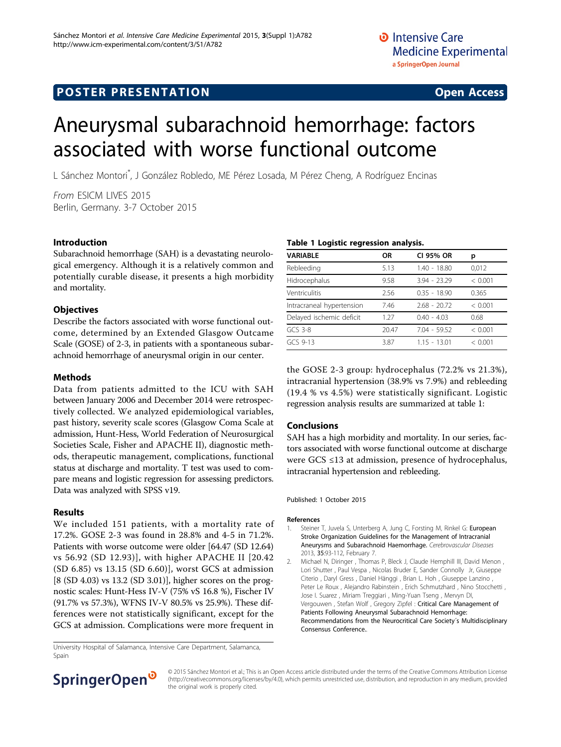POSTER PRESENTATION

Open Access

# Aneurysmal subarachnoid hemorrhage: factors associated with worse functional outcome

L Sánchez Montori*, J González Robledo, ME Pérez Losada, M Pérez Cheng, A Rodríguez Encinas

*From* ESICM LIVES 2015
Berlin, Germany. 3-7 October 2015

## Introduction

Subarachnoid hemorrhage (SAH) is a devastating neurological emergency. Although it is a relatively common and potentially curable disease, it presents a high morbidity and mortality.

## Objectives

Describe the factors associated with worse functional outcome, determined by an Extended Glasgow Outcame Scale (GOSE) of 2-3, in patients with a spontaneous subarachnoid hemorrhage of aneurysmal origin in our center.

## Methods

Data from patients admitted to the ICU with SAH between January 2006 and December 2014 were retrospectively collected. We analyzed epidemiological variables, past history, severity scale scores (Glasgow Coma Scale at admission, Hunt-Hess, World Federation of Neurosurgical Societies Scale, Fisher and APACHE II), diagnostic methods, therapeutic management, complications, functional status at discharge and mortality. T test was used to compare means and logistic regression for assessing predictors. Data was analyzed with SPSS v19.

## Results

We included 151 patients, with a mortality rate of 17.2%. GOSE 2-3 was found in 28.8% and 4-5 in 71.2%. Patients with worse outcome were older [64.47 (SD 12.64) vs 56.92 (SD 12.93)], with higher APACHE II [20.42 (SD 6.85) vs 13.15 (SD 6.60)], worst GCS at admission [8 (SD 4.03) vs 13.2 (SD 3.01)], higher scores on the prognostic scales: Hunt-Hess IV-V (75% vS 16.8 %), Fischer IV (91.7% vs 57.3%), WFNS IV-V 80.5% vs 25.9%). These differences were not statistically significant, except for the GCS at admission. Complications were more frequent in the GOSE 2-3 group: hydrocephalus (72.2% vs 21.3%), intracranial hypertension (38.9% vs 7.9%) and rebleeding (19.4 % vs 4.5%) were statistically significant. Logistic regression analysis results are summarized at table 1:

**Table 1 Logistic regression analysis.**

| VARIABLE | OR | CI 95% OR | p |
|---|---|---|---|
| Rebleeding | 5.13 | 1.40 - 18.80 | 0,012 |
| Hidrocephalus | 9.58 | 3.94 - 23.29 | < 0.001 |
| Ventriculitis | 2.56 | 0.35 - 18.90 | 0.365 |
| Intracraneal hypertension | 7.46 | 2.68 - 20.72 | < 0.001 |
| Delayed ischemic deficit | 1.27 | 0.40 - 4.03 | 0.68 |
| GCS 3-8 | 20.47 | 7.04 - 59.52 | < 0.001 |
| GCS 9-13 | 3.87 | 1.15 - 13.01 | < 0.001 |

## Conclusions

SAH has a high morbidity and mortality. In our series, factors associated with worse functional outcome at discharge were GCS ≤13 at admission, presence of hydrocephalus, intracranial hypertension and rebleeding.

Published: 1 October 2015

### References

1. Steiner T, Juvela S, Unterberg A, Jung C, Forsting M, Rinkel G: **European Stroke Organization Guidelines for the Management of Intracranial Aneurysms and Subarachnoid Haemorrhage.** *Cerebrovascular Diseases* 2013, **35**:93-112, February 7.
2. Michael N, Diringer , Thomas P, Bleck J, Claude Hemphill III, David Menon , Lori Shutter , Paul Vespa , Nicolas Bruder E, Sander Connolly Jr, Giuseppe Citerio , Daryl Gress , Daniel Hänggi , Brian L. Hoh , Giuseppe Lanzino , Peter Le Roux , Alejandro Rabinstein , Erich Schmutzhard , Nino Stocchetti , Jose I. Suarez , Miriam Treggiari , Ming-Yuan Tseng , Mervyn DI, Vergouwen , Stefan Wolf , Gregory Zipfel : **Critical Care Management of Patients Following Aneurysmal Subarachnoid Hemorrhage: Recommendations from the Neurocritical Care Society´s Multidisciplinary Consensus Conference.**

University Hospital of Salamanca, Intensive Care Department, Salamanca, Spain

© 2015 Sánchez Montori et al.; This is an Open Access article distributed under the terms of the Creative Commons Attribution License (http://creativecommons.org/licenses/by/4.0), which permits unrestricted use, distribution, and reproduction in any medium, provided the original work is properly cited.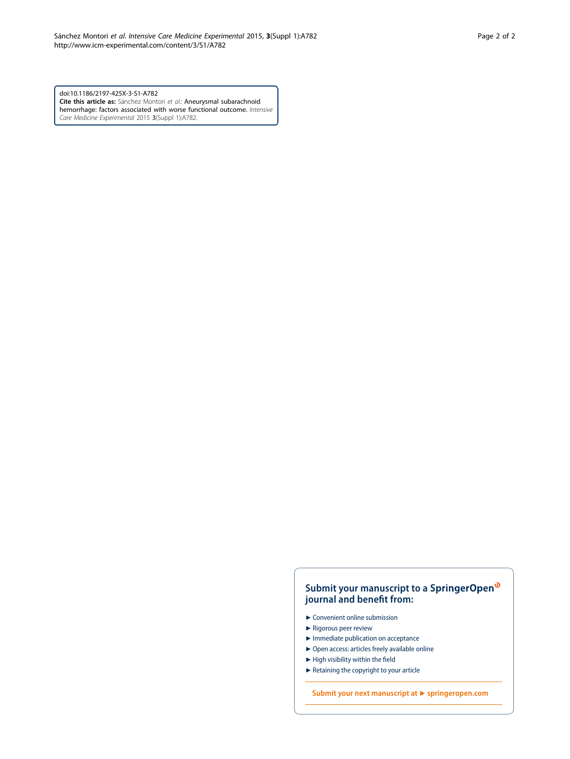doi:10.1186/2197-425X-3-S1-A782

**Cite this article as:** Sánchez Montori *et al.*: Aneurysmal subarachnoid hemorrhage: factors associated with worse functional outcome. *Intensive Care Medicine Experimental* 2015 **3**(Suppl 1):A782.

**Submit your manuscript to a SpringerOpen journal and benefit from:**

- ► Convenient online submission
- ► Rigorous peer review
- ► Immediate publication on acceptance
- ► Open access: articles freely available online
- ► High visibility within the field
- ► Retaining the copyright to your article

**Submit your next manuscript at ► springeropen.com**